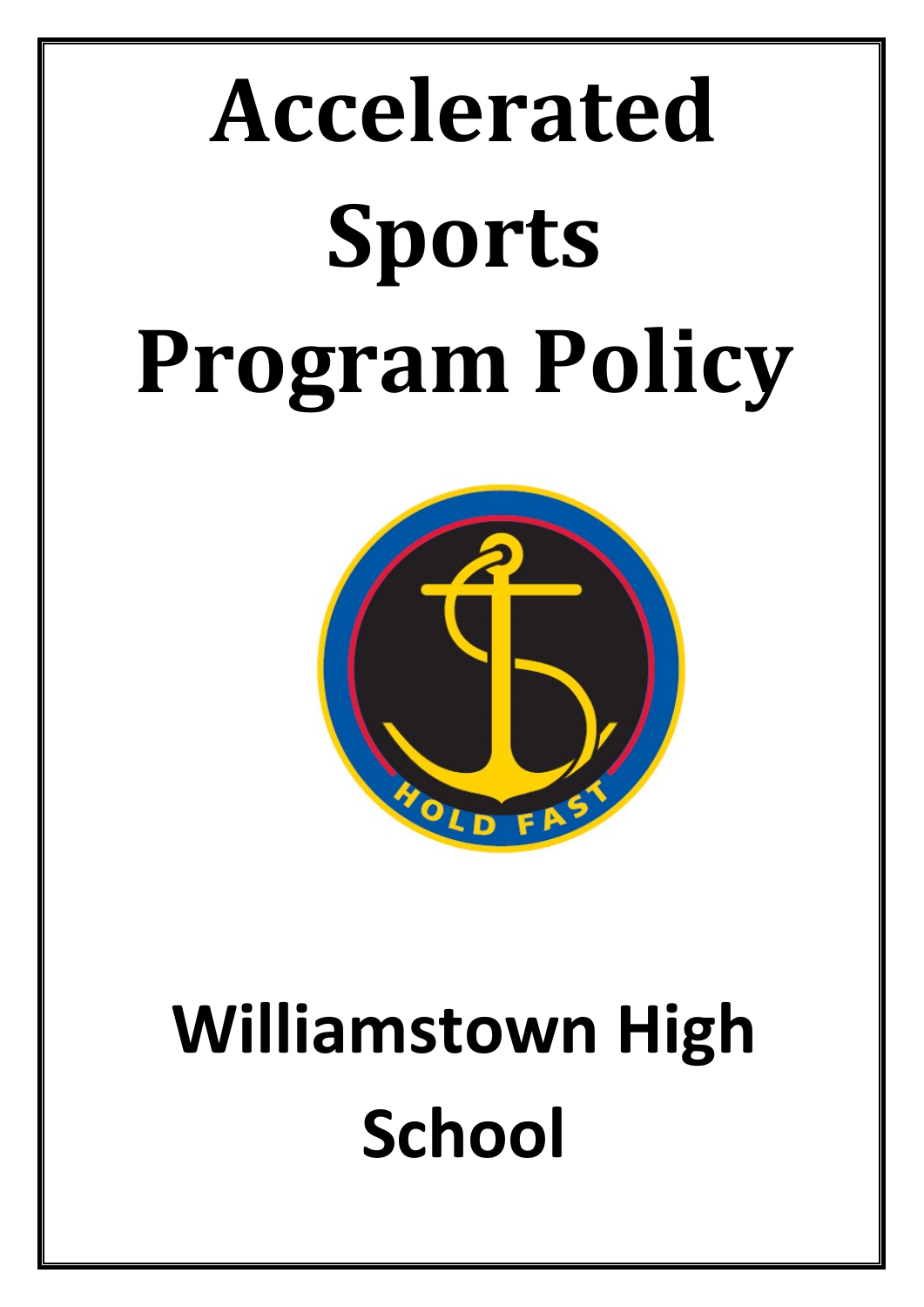# Accelerated Sports Program Policy

HOLD FAST

# Williamstown High School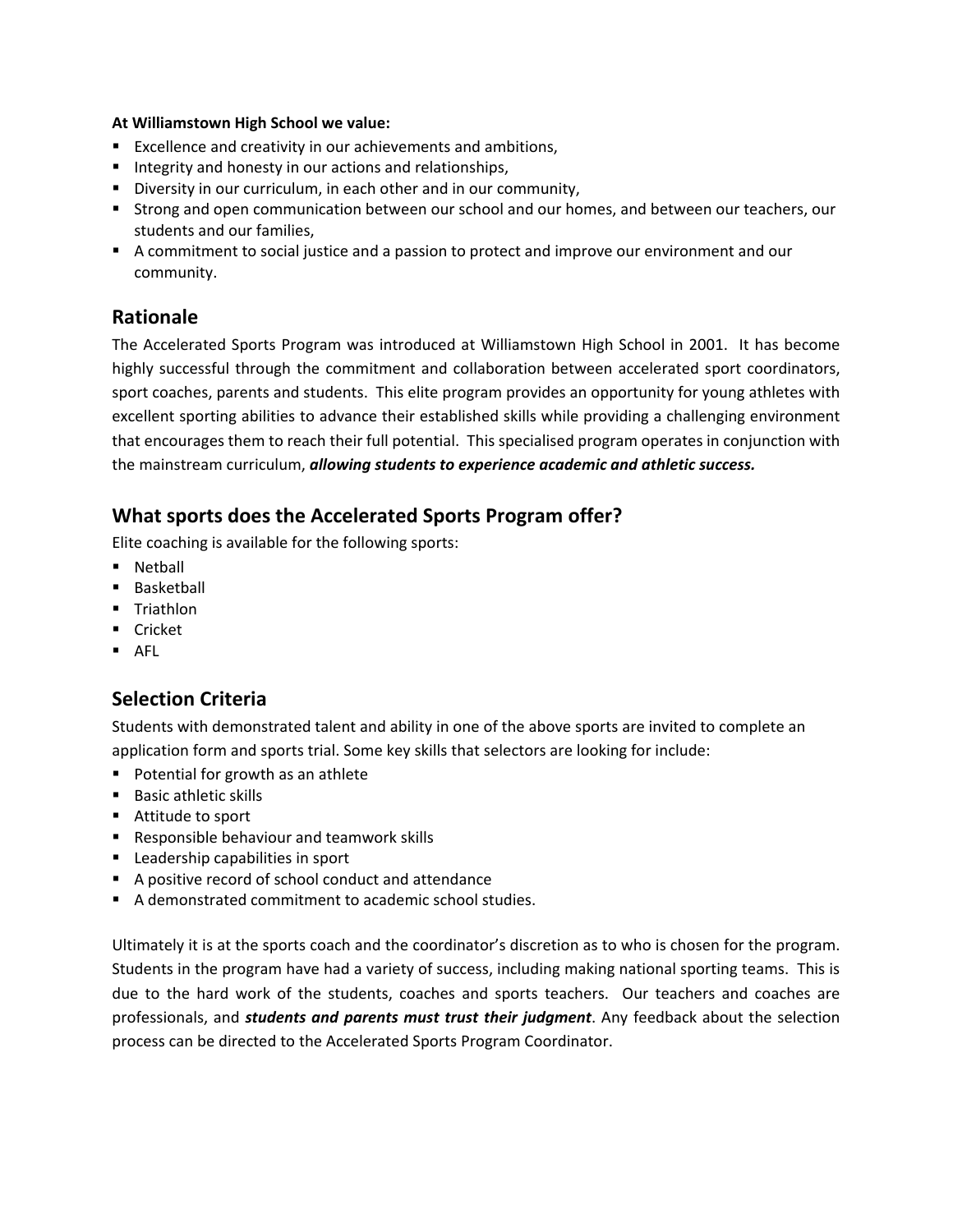**At Williamstown High School we value:**

- Excellence and creativity in our achievements and ambitions,
- Integrity and honesty in our actions and relationships,
- Diversity in our curriculum, in each other and in our community,
- Strong and open communication between our school and our homes, and between our teachers, our students and our families,
- A commitment to social justice and a passion to protect and improve our environment and our community.

## Rationale

The Accelerated Sports Program was introduced at Williamstown High School in 2001. It has become highly successful through the commitment and collaboration between accelerated sport coordinators, sport coaches, parents and students. This elite program provides an opportunity for young athletes with excellent sporting abilities to advance their established skills while providing a challenging environment that encourages them to reach their full potential. This specialised program operates in conjunction with the mainstream curriculum, ***allowing students to experience academic and athletic success.***

## What sports does the Accelerated Sports Program offer?

Elite coaching is available for the following sports:

- Netball
- Basketball
- Triathlon
- Cricket
- AFL

## Selection Criteria

Students with demonstrated talent and ability in one of the above sports are invited to complete an application form and sports trial. Some key skills that selectors are looking for include:

- Potential for growth as an athlete
- Basic athletic skills
- Attitude to sport
- Responsible behaviour and teamwork skills
- Leadership capabilities in sport
- A positive record of school conduct and attendance
- A demonstrated commitment to academic school studies.

Ultimately it is at the sports coach and the coordinator's discretion as to who is chosen for the program. Students in the program have had a variety of success, including making national sporting teams. This is due to the hard work of the students, coaches and sports teachers. Our teachers and coaches are professionals, and ***students and parents must trust their judgment***. Any feedback about the selection process can be directed to the Accelerated Sports Program Coordinator.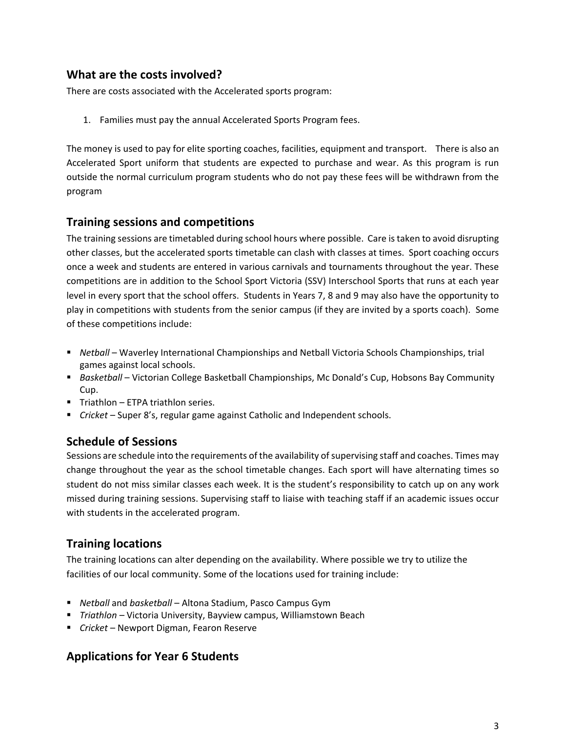## What are the costs involved?

There are costs associated with the Accelerated sports program:

1. Families must pay the annual Accelerated Sports Program fees.

The money is used to pay for elite sporting coaches, facilities, equipment and transport. There is also an Accelerated Sport uniform that students are expected to purchase and wear. As this program is run outside the normal curriculum program students who do not pay these fees will be withdrawn from the program

## Training sessions and competitions

The training sessions are timetabled during school hours where possible. Care is taken to avoid disrupting other classes, but the accelerated sports timetable can clash with classes at times. Sport coaching occurs once a week and students are entered in various carnivals and tournaments throughout the year. These competitions are in addition to the School Sport Victoria (SSV) Interschool Sports that runs at each year level in every sport that the school offers. Students in Years 7, 8 and 9 may also have the opportunity to play in competitions with students from the senior campus (if they are invited by a sports coach). Some of these competitions include:

- *Netball* – Waverley International Championships and Netball Victoria Schools Championships, trial games against local schools.
- *Basketball* – Victorian College Basketball Championships, Mc Donald's Cup, Hobsons Bay Community Cup.
- Triathlon – ETPA triathlon series.
- *Cricket* – Super 8's, regular game against Catholic and Independent schools.

## Schedule of Sessions

Sessions are schedule into the requirements of the availability of supervising staff and coaches. Times may change throughout the year as the school timetable changes. Each sport will have alternating times so student do not miss similar classes each week. It is the student's responsibility to catch up on any work missed during training sessions. Supervising staff to liaise with teaching staff if an academic issues occur with students in the accelerated program.

## Training locations

The training locations can alter depending on the availability. Where possible we try to utilize the facilities of our local community. Some of the locations used for training include:

- *Netball* and *basketball* – Altona Stadium, Pasco Campus Gym
- *Triathlon* – Victoria University, Bayview campus, Williamstown Beach
- *Cricket* – Newport Digman, Fearon Reserve

## Applications for Year 6 Students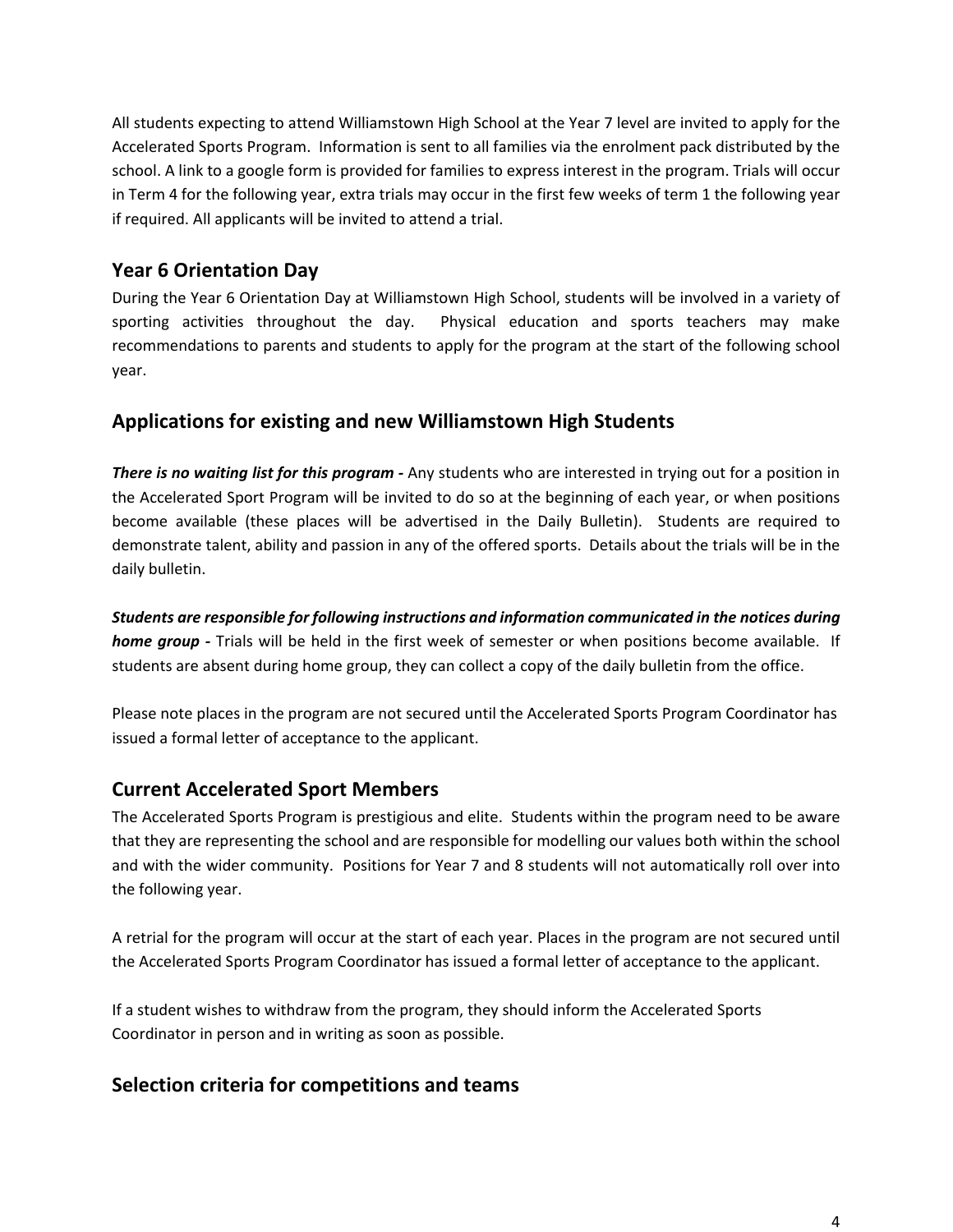All students expecting to attend Williamstown High School at the Year 7 level are invited to apply for the Accelerated Sports Program. Information is sent to all families via the enrolment pack distributed by the school. A link to a google form is provided for families to express interest in the program. Trials will occur in Term 4 for the following year, extra trials may occur in the first few weeks of term 1 the following year if required. All applicants will be invited to attend a trial.

## Year 6 Orientation Day

During the Year 6 Orientation Day at Williamstown High School, students will be involved in a variety of sporting activities throughout the day. Physical education and sports teachers may make recommendations to parents and students to apply for the program at the start of the following school year.

## Applications for existing and new Williamstown High Students

***There is no waiting list for this program -*** Any students who are interested in trying out for a position in the Accelerated Sport Program will be invited to do so at the beginning of each year, or when positions become available (these places will be advertised in the Daily Bulletin). Students are required to demonstrate talent, ability and passion in any of the offered sports. Details about the trials will be in the daily bulletin.

***Students are responsible for following instructions and information communicated in the notices during home group -*** Trials will be held in the first week of semester or when positions become available. If students are absent during home group, they can collect a copy of the daily bulletin from the office.

Please note places in the program are not secured until the Accelerated Sports Program Coordinator has issued a formal letter of acceptance to the applicant.

## Current Accelerated Sport Members

The Accelerated Sports Program is prestigious and elite. Students within the program need to be aware that they are representing the school and are responsible for modelling our values both within the school and with the wider community. Positions for Year 7 and 8 students will not automatically roll over into the following year.

A retrial for the program will occur at the start of each year. Places in the program are not secured until the Accelerated Sports Program Coordinator has issued a formal letter of acceptance to the applicant.

If a student wishes to withdraw from the program, they should inform the Accelerated Sports Coordinator in person and in writing as soon as possible.

## Selection criteria for competitions and teams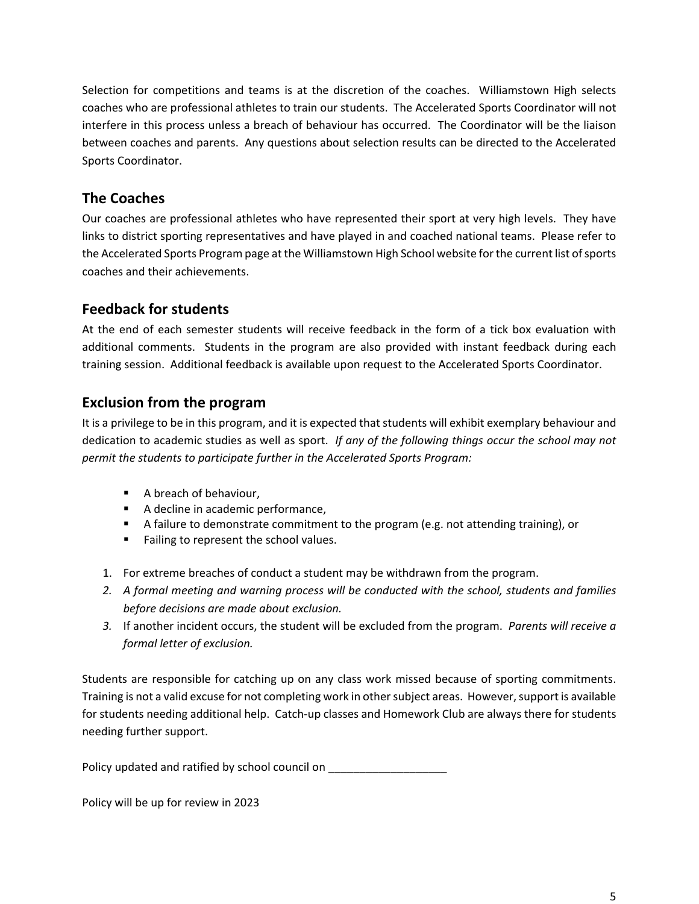Selection for competitions and teams is at the discretion of the coaches. Williamstown High selects coaches who are professional athletes to train our students. The Accelerated Sports Coordinator will not interfere in this process unless a breach of behaviour has occurred. The Coordinator will be the liaison between coaches and parents. Any questions about selection results can be directed to the Accelerated Sports Coordinator.

## The Coaches

Our coaches are professional athletes who have represented their sport at very high levels. They have links to district sporting representatives and have played in and coached national teams. Please refer to the Accelerated Sports Program page at the Williamstown High School website for the current list of sports coaches and their achievements.

## Feedback for students

At the end of each semester students will receive feedback in the form of a tick box evaluation with additional comments. Students in the program are also provided with instant feedback during each training session. Additional feedback is available upon request to the Accelerated Sports Coordinator.

## Exclusion from the program

It is a privilege to be in this program, and it is expected that students will exhibit exemplary behaviour and dedication to academic studies as well as sport. *If any of the following things occur the school may not permit the students to participate further in the Accelerated Sports Program:*

- A breach of behaviour,
- A decline in academic performance,
- A failure to demonstrate commitment to the program (e.g. not attending training), or
- Failing to represent the school values.

1. For extreme breaches of conduct a student may be withdrawn from the program.
2. *A formal meeting and warning process will be conducted with the school, students and families before decisions are made about exclusion.*
3. If another incident occurs, the student will be excluded from the program. *Parents will receive a formal letter of exclusion.*

Students are responsible for catching up on any class work missed because of sporting commitments. Training is not a valid excuse for not completing work in other subject areas. However, support is available for students needing additional help. Catch-up classes and Homework Club are always there for students needing further support.

Policy updated and ratified by school council on ___________________

Policy will be up for review in 2023